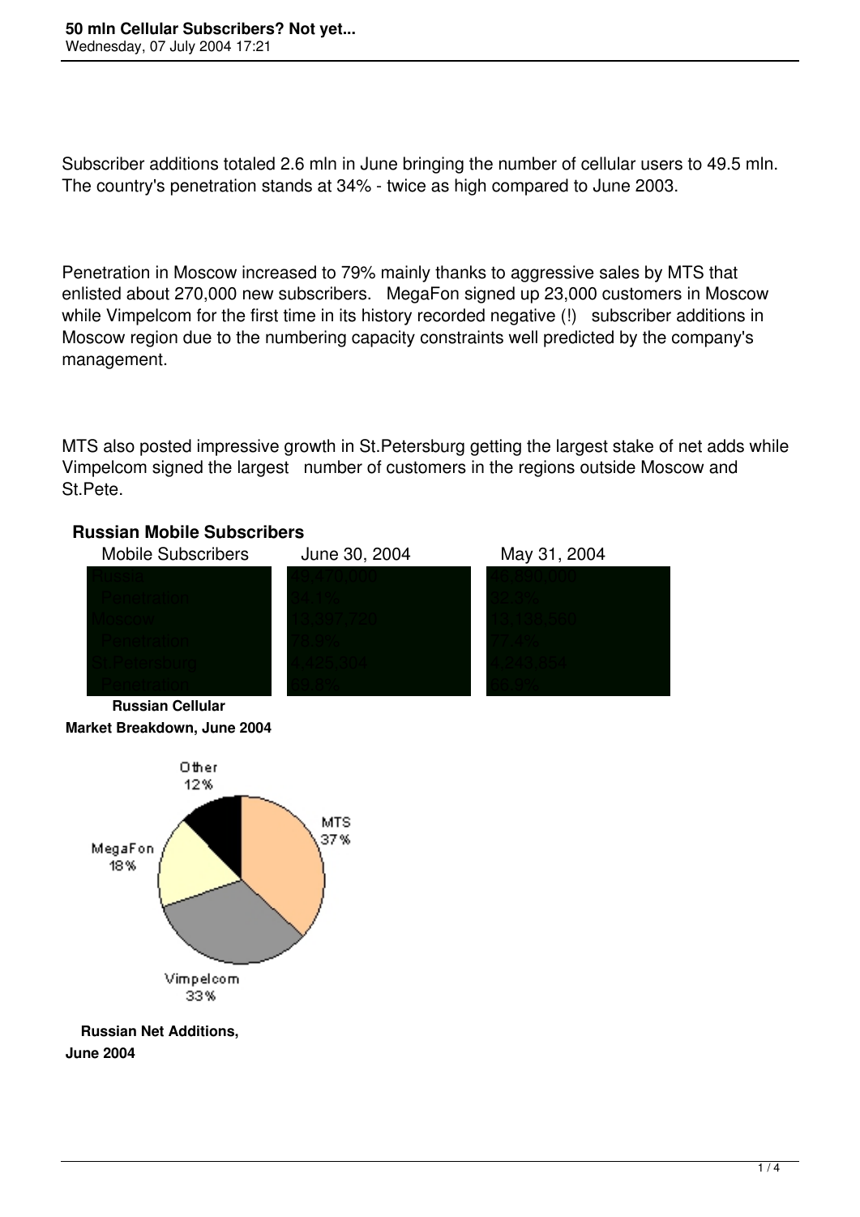# 50 mln Cellular Subscribers? Not yet...

Wednesday, 07 July 2004 17:21

Subscriber additions totaled 2.6 mln in June bringing the number of cellular users to 49.5 mln. The country's penetration stands at 34% - twice as high compared to June 2003.

Penetration in Moscow increased to 79% mainly thanks to aggressive sales by MTS that enlisted about 270,000 new subscribers. MegaFon signed up 23,000 customers in Moscow while Vimpelcom for the first time in its history recorded negative (!) subscriber additions in Moscow region due to the numbering capacity constraints well predicted by the company's management.

MTS also posted impressive growth in St.Petersburg getting the largest stake of net adds while Vimpelcom signed the largest number of customers in the regions outside Moscow and St.Pete.

**Russian Mobile Subscribers**

| Mobile Subscribers | June 30, 2004 | May 31, 2004 |
|---|---|---|
| Russia | 49,470,000 | 46,890,000 |
| Penetration | 34.1% | 32.3% |
| Moscow | 13,397,720 | 13,138,560 |
| Penetration | 78.9% | 77.4% |
| St.Petersburg | 4,425,304 | 4,243,854 |
| Penetration | 69.8% | 66.9% |

**Russian Cellular Market Breakdown, June 2004**

| Operator | Share |
|---|---|
| MTS | 37% |
| Vimpelcom | 33% |
| MegaFon | 18% |
| Other | 12% |

**Russian Net Additions, June 2004**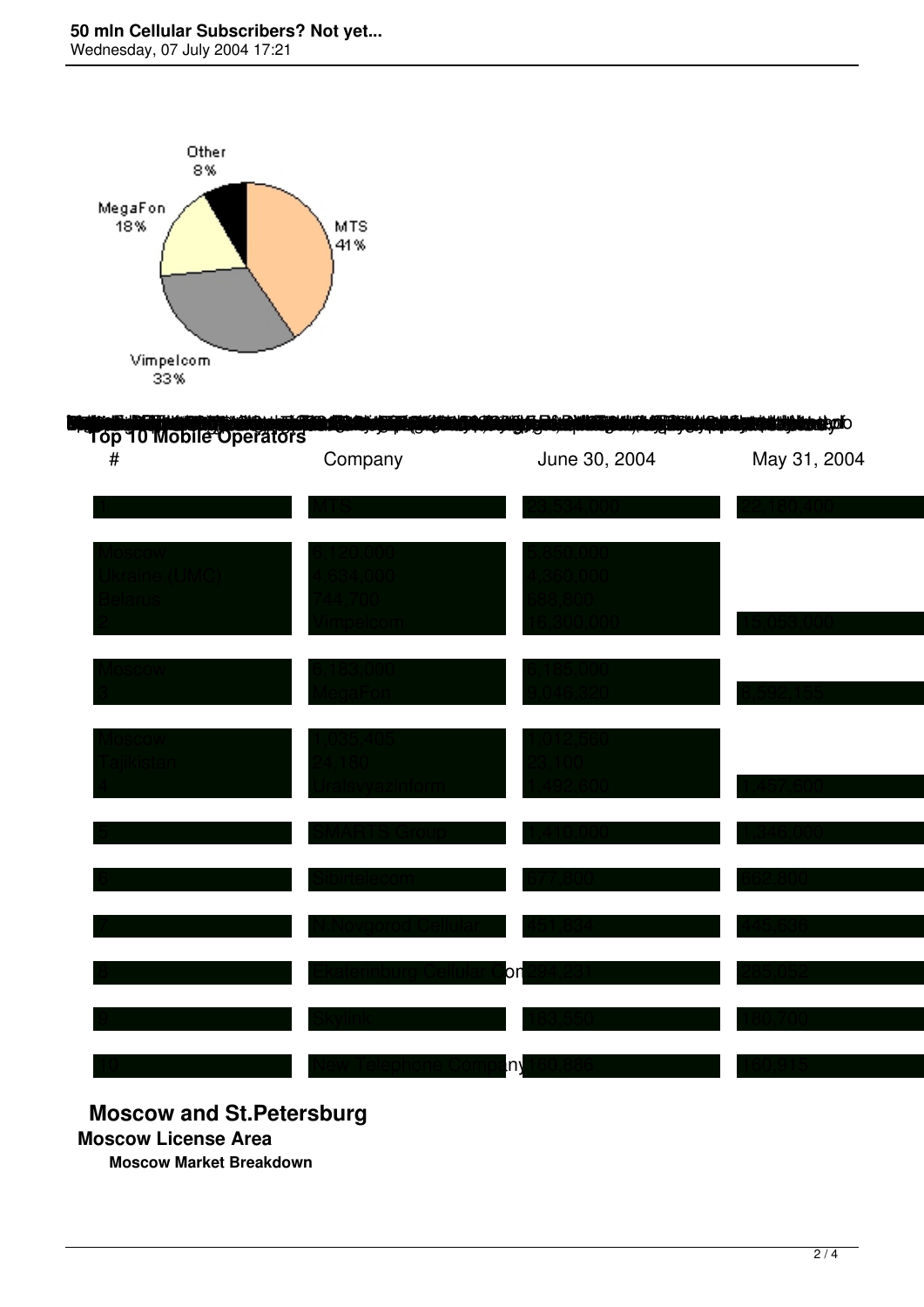Other 8%

MegaFon 18%

MTS 41%

Vimpelcom 33%

**Top 10 Mobile Operators**

| # | Company | June 30, 2004 | May 31, 2004 |
|---|---|---|---|
| 1 | MTS | 23,534,000 | 22,180,400 |
| Moscow | 6,120,000 | 5,850,000 | |
| Ukraine (UMC) | 4,636,000 | 4,360,000 | |
| Belarus | 744,700 | 688,800 | |
| 2 | Vimpelcom | 16,300,000 | 15,053,000 |
| Moscow | 6,163,000 | 6,185,000 | |
| 3 | MegaFon | 9,046,320 | 8,592,156 |
| Moscow | 1,035,405 | 1,012,560 | |
| Tajikistan | 24,180 | 23,100 | |
| 4 | Uralsvyazinform | 1,492,600 | 1,457,800 |
| 5 | SMARTS Group | 1,410,000 | 1,346,000 |
| 6 | Sibirtelecom | 677,800 | 662,800 |
| 7 | N.Novgorod Cellular | 451,934 | 445,636 |
| 8 | Ekaterinburg Cellular Com | 284,231 | 285,052 |
| 9 | Skylink | 183,550 | 180,700 |
| 10 | New Telephone Company | 160,886 | 160,915 |

## Moscow and St.Petersburg

### Moscow License Area

#### Moscow Market Breakdown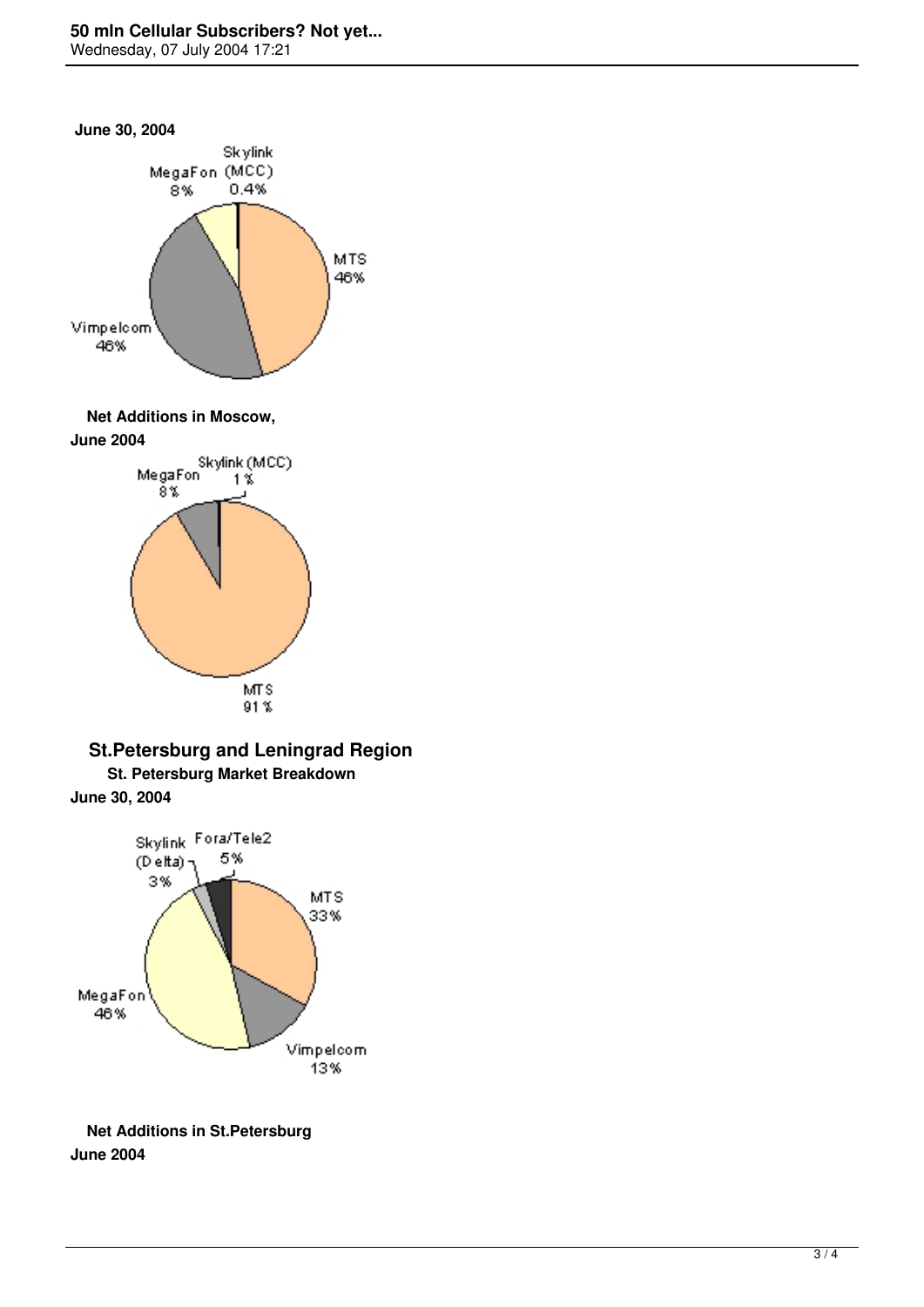**June 30, 2004**

Skylink (MCC) 0.4%
MegaFon 8%
MTS 46%
Vimpelcom 46%

**Net Additions in Moscow, June 2004**

Skylink (MCC) 1%
MegaFon 8%
MTS 91%

## St.Petersburg and Leningrad Region

**St. Petersburg Market Breakdown June 30, 2004**

Skylink (Delta) 3%
Fora/Tele2 5%
MTS 33%
MegaFon 46%
Vimpelcom 13%

**Net Additions in St.Petersburg June 2004**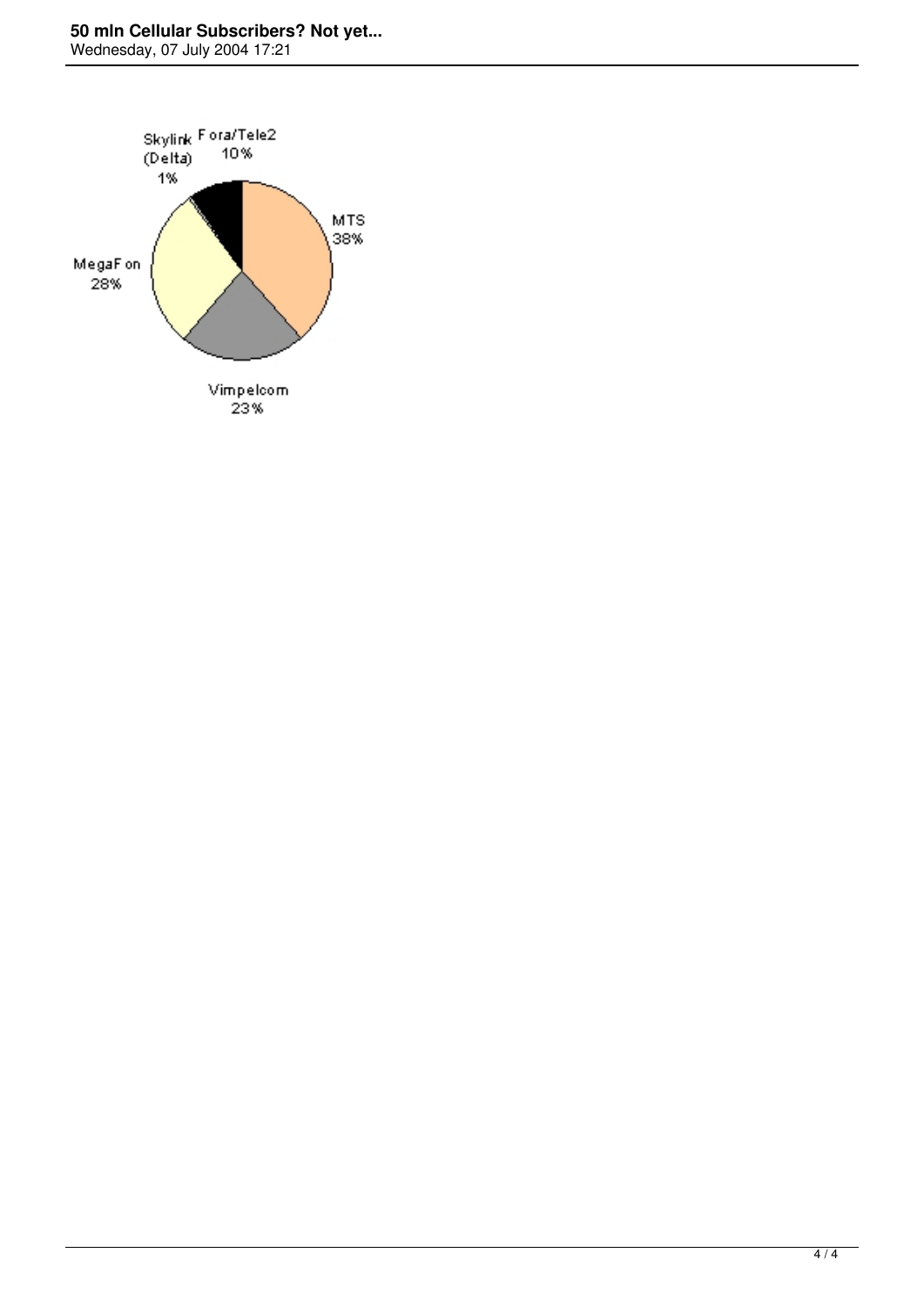Skylink (Delta) 1%

Fora/Tele2 10%

MTS 38%

MegaFon 28%

Vimpelcom 23%